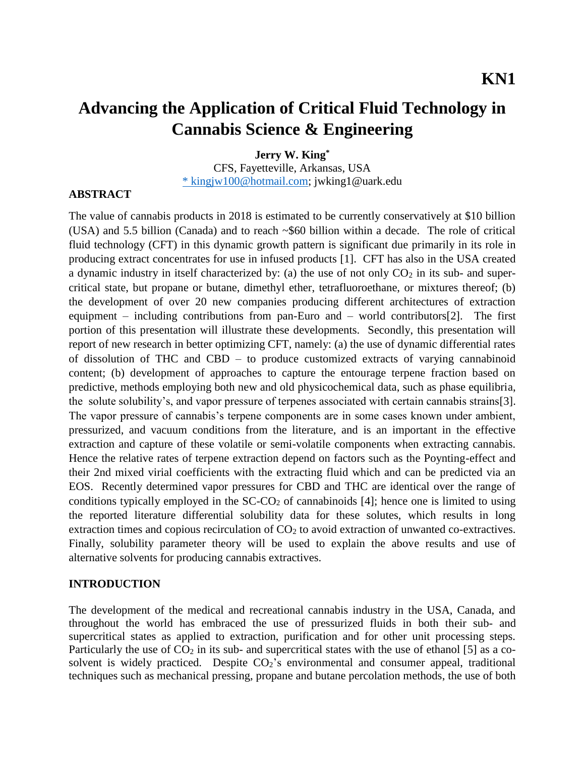**KN1**

# Advancing the Application of Critical Fluid Technology in Cannabis Science & Engineering

**Jerry W. King***

CFS, Fayetteville, Arkansas, USA

* kingjw100@hotmail.com; jwking1@uark.edu

## ABSTRACT

The value of cannabis products in 2018 is estimated to be currently conservatively at \$10 billion (USA) and 5.5 billion (Canada) and to reach ~\$60 billion within a decade. The role of critical fluid technology (CFT) in this dynamic growth pattern is significant due primarily in its role in producing extract concentrates for use in infused products [1]. CFT has also in the USA created a dynamic industry in itself characterized by: (a) the use of not only $CO_2$ in its sub- and super-critical state, but propane or butane, dimethyl ether, tetrafluoroethane, or mixtures thereof; (b) the development of over 20 new companies producing different architectures of extraction equipment – including contributions from pan-Euro and – world contributors[2]. The first portion of this presentation will illustrate these developments. Secondly, this presentation will report of new research in better optimizing CFT, namely: (a) the use of dynamic differential rates of dissolution of THC and CBD – to produce customized extracts of varying cannabinoid content; (b) development of approaches to capture the entourage terpene fraction based on predictive, methods employing both new and old physicochemical data, such as phase equilibria, the solute solubility's, and vapor pressure of terpenes associated with certain cannabis strains[3]. The vapor pressure of cannabis's terpene components are in some cases known under ambient, pressurized, and vacuum conditions from the literature, and is an important in the effective extraction and capture of these volatile or semi-volatile components when extracting cannabis. Hence the relative rates of terpene extraction depend on factors such as the Poynting-effect and their 2nd mixed virial coefficients with the extracting fluid which and can be predicted via an EOS. Recently determined vapor pressures for CBD and THC are identical over the range of conditions typically employed in the SC-$CO_2$ of cannabinoids [4]; hence one is limited to using the reported literature differential solubility data for these solutes, which results in long extraction times and copious recirculation of $CO_2$ to avoid extraction of unwanted co-extractives. Finally, solubility parameter theory will be used to explain the above results and use of alternative solvents for producing cannabis extractives.

## INTRODUCTION

The development of the medical and recreational cannabis industry in the USA, Canada, and throughout the world has embraced the use of pressurized fluids in both their sub- and supercritical states as applied to extraction, purification and for other unit processing steps. Particularly the use of $CO_2$ in its sub- and supercritical states with the use of ethanol [5] as a co-solvent is widely practiced. Despite $CO_2$'s environmental and consumer appeal, traditional techniques such as mechanical pressing, propane and butane percolation methods, the use of both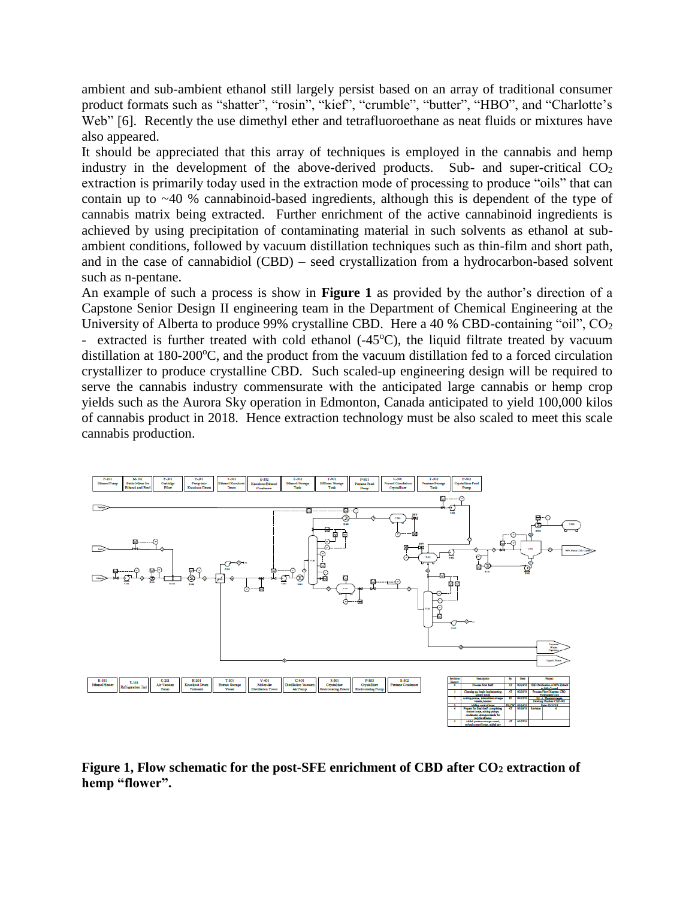ambient and sub-ambient ethanol still largely persist based on an array of traditional consumer product formats such as "shatter", "rosin", "kief", "crumble", "butter", "HBO", and "Charlotte's Web" [6]. Recently the use dimethyl ether and tetrafluoroethane as neat fluids or mixtures have also appeared.

It should be appreciated that this array of techniques is employed in the cannabis and hemp industry in the development of the above-derived products. Sub- and super-critical $CO_2$ extraction is primarily today used in the extraction mode of processing to produce "oils" that can contain up to ~40 % cannabinoid-based ingredients, although this is dependent of the type of cannabis matrix being extracted. Further enrichment of the active cannabinoid ingredients is achieved by using precipitation of contaminating material in such solvents as ethanol at sub-ambient conditions, followed by vacuum distillation techniques such as thin-film and short path, and in the case of cannabidiol (CBD) – seed crystallization from a hydrocarbon-based solvent such as n-pentane.

An example of such a process is show in **Figure 1** as provided by the author's direction of a Capstone Senior Design II engineering team in the Department of Chemical Engineering at the University of Alberta to produce 99% crystalline CBD. Here a 40 % CBD-containing "oil", $CO_2$ - extracted is further treated with cold ethanol (-45°C), the liquid filtrate treated by vacuum distillation at 180-200°C, and the product from the vacuum distillation fed to a forced circulation crystallizer to produce crystalline CBD. Such scaled-up engineering design will be required to serve the cannabis industry commensurate with the anticipated large cannabis or hemp crop yields such as the Aurora Sky operation in Edmonton, Canada anticipated to yield 100,000 kilos of cannabis product in 2018. Hence extraction technology must be also scaled to meet this scale cannabis production.

**Figure 1, Flow schematic for the post-SFE enrichment of CBD after $CO_2$ extraction of hemp "flower".**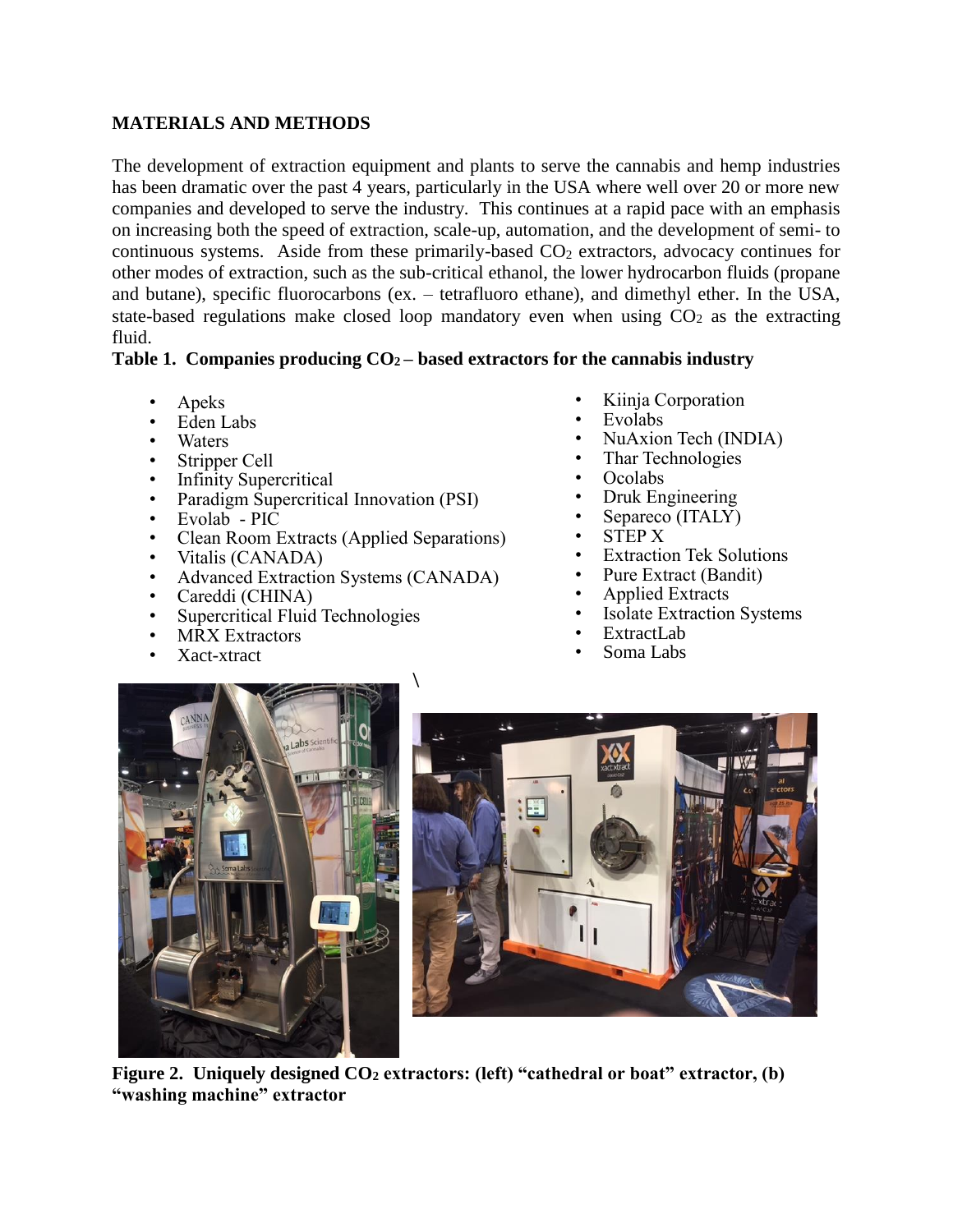## MATERIALS AND METHODS

The development of extraction equipment and plants to serve the cannabis and hemp industries has been dramatic over the past 4 years, particularly in the USA where well over 20 or more new companies and developed to serve the industry. This continues at a rapid pace with an emphasis on increasing both the speed of extraction, scale-up, automation, and the development of semi- to continuous systems. Aside from these primarily-based $CO_2$ extractors, advocacy continues for other modes of extraction, such as the sub-critical ethanol, the lower hydrocarbon fluids (propane and butane), specific fluorocarbons (ex. – tetrafluoro ethane), and dimethyl ether. In the USA, state-based regulations make closed loop mandatory even when using $CO_2$ as the extracting fluid.

**Table 1. Companies producing $CO_2$ – based extractors for the cannabis industry**

- Apeks
- Eden Labs
- Waters
- Stripper Cell
- Infinity Supercritical
- Paradigm Supercritical Innovation (PSI)
- Evolab - PIC
- Clean Room Extracts (Applied Separations)
- Vitalis (CANADA)
- Advanced Extraction Systems (CANADA)
- Careddi (CHINA)
- Supercritical Fluid Technologies
- MRX Extractors
- Xact-xtract
- Kiinja Corporation
- Evolabs
- NuAxion Tech (INDIA)
- Thar Technologies
- Ocolabs
- Druk Engineering
- Separeco (ITALY)
- STEP X
- Extraction Tek Solutions
- Pure Extract (Bandit)
- Applied Extracts
- Isolate Extraction Systems
- ExtractLab
- Soma Labs

**Figure 2. Uniquely designed $CO_2$ extractors: (left) "cathedral or boat" extractor, (b) "washing machine" extractor**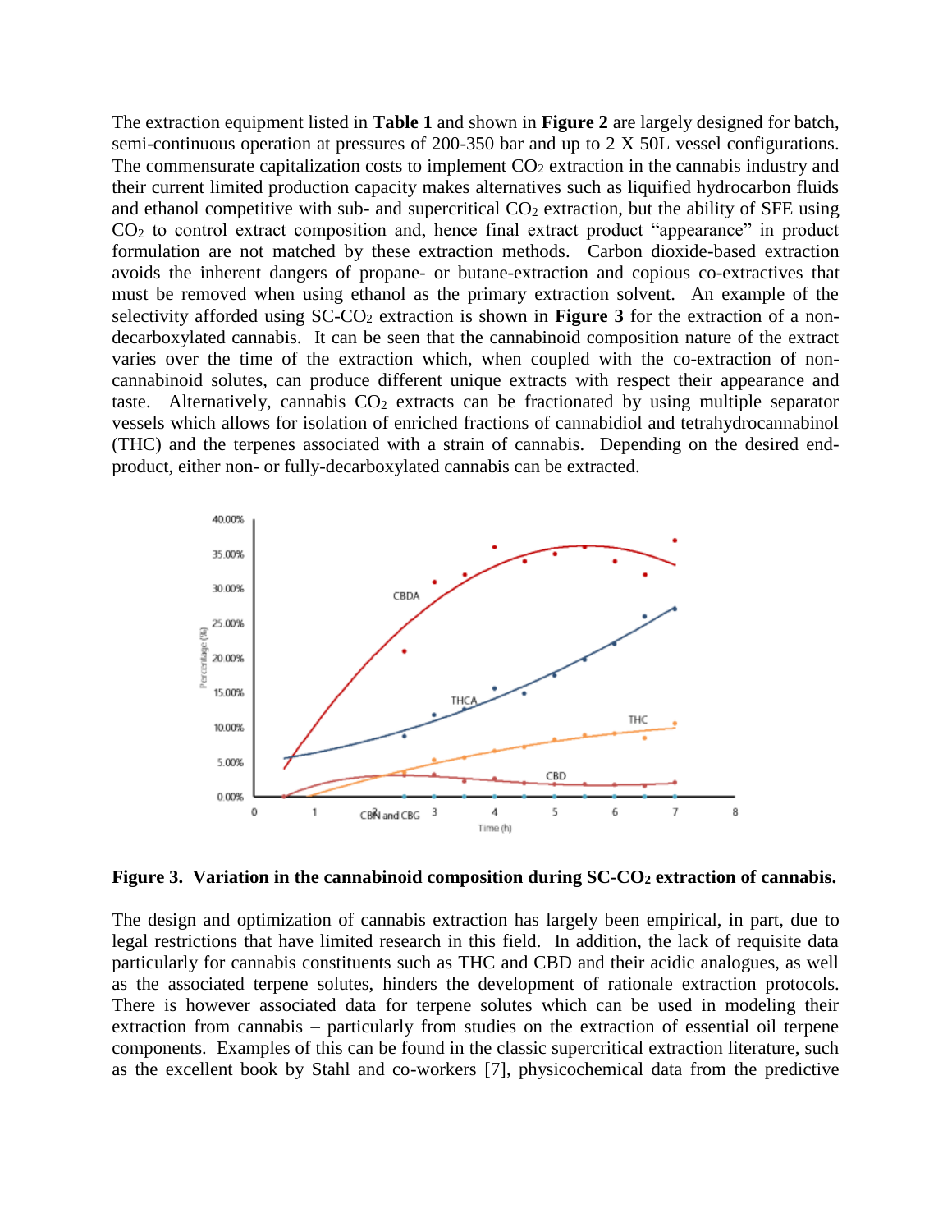The extraction equipment listed in **Table 1** and shown in **Figure 2** are largely designed for batch, semi-continuous operation at pressures of 200-350 bar and up to 2 X 50L vessel configurations. The commensurate capitalization costs to implement $CO_2$ extraction in the cannabis industry and their current limited production capacity makes alternatives such as liquified hydrocarbon fluids and ethanol competitive with sub- and supercritical $CO_2$ extraction, but the ability of SFE using $CO_2$ to control extract composition and, hence final extract product "appearance" in product formulation are not matched by these extraction methods. Carbon dioxide-based extraction avoids the inherent dangers of propane- or butane-extraction and copious co-extractives that must be removed when using ethanol as the primary extraction solvent. An example of the selectivity afforded using SC-$CO_2$ extraction is shown in **Figure 3** for the extraction of a non-decarboxylated cannabis. It can be seen that the cannabinoid composition nature of the extract varies over the time of the extraction which, when coupled with the co-extraction of non-cannabinoid solutes, can produce different unique extracts with respect their appearance and taste. Alternatively, cannabis $CO_2$ extracts can be fractionated by using multiple separator vessels which allows for isolation of enriched fractions of cannabidiol and tetrahydrocannabinol (THC) and the terpenes associated with a strain of cannabis. Depending on the desired end-product, either non- or fully-decarboxylated cannabis can be extracted.

**Figure 3. Variation in the cannabinoid composition during SC-$CO_2$ extraction of cannabis.**

The design and optimization of cannabis extraction has largely been empirical, in part, due to legal restrictions that have limited research in this field. In addition, the lack of requisite data particularly for cannabis constituents such as THC and CBD and their acidic analogues, as well as the associated terpene solutes, hinders the development of rationale extraction protocols. There is however associated data for terpene solutes which can be used in modeling their extraction from cannabis – particularly from studies on the extraction of essential oil terpene components. Examples of this can be found in the classic supercritical extraction literature, such as the excellent book by Stahl and co-workers [7], physicochemical data from the predictive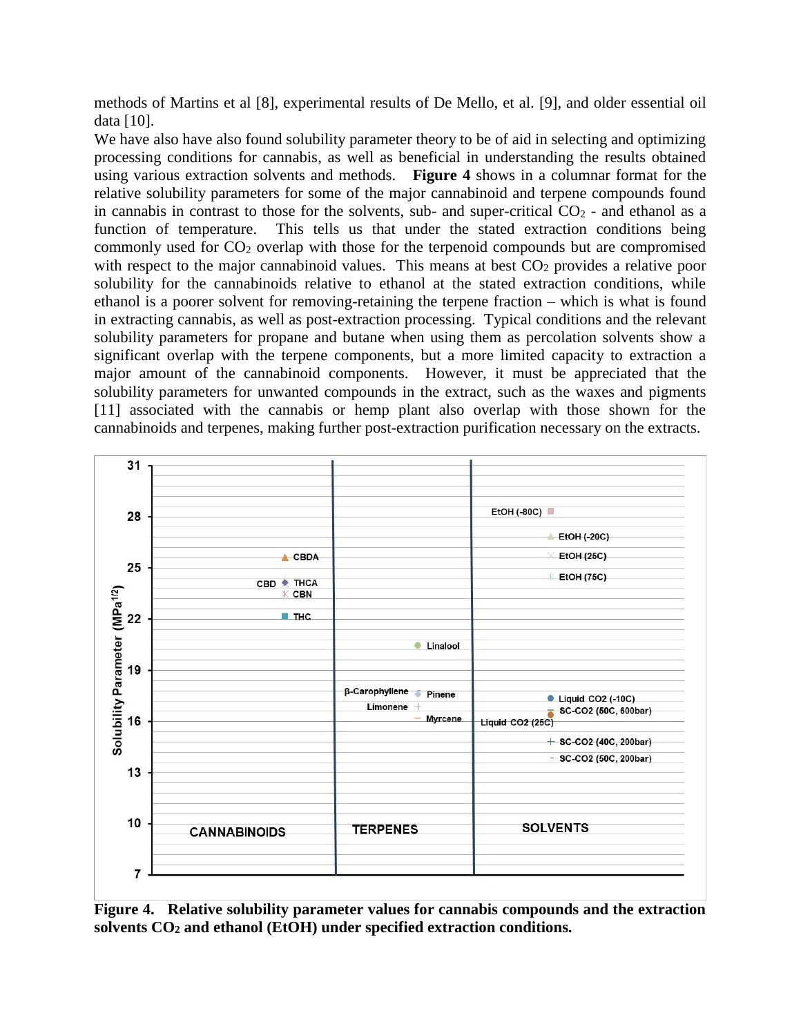methods of Martins et al [8], experimental results of De Mello, et al. [9], and older essential oil data [10].

We have also have also found solubility parameter theory to be of aid in selecting and optimizing processing conditions for cannabis, as well as beneficial in understanding the results obtained using various extraction solvents and methods. **Figure 4** shows in a columnar format for the relative solubility parameters for some of the major cannabinoid and terpene compounds found in cannabis in contrast to those for the solvents, sub- and super-critical $CO_2$ - and ethanol as a function of temperature. This tells us that under the stated extraction conditions being commonly used for $CO_2$ overlap with those for the terpenoid compounds but are compromised with respect to the major cannabinoid values. This means at best $CO_2$ provides a relative poor solubility for the cannabinoids relative to ethanol at the stated extraction conditions, while ethanol is a poorer solvent for removing-retaining the terpene fraction – which is what is found in extracting cannabis, as well as post-extraction processing. Typical conditions and the relevant solubility parameters for propane and butane when using them as percolation solvents show a significant overlap with the terpene components, but a more limited capacity to extraction a major amount of the cannabinoid components. However, it must be appreciated that the solubility parameters for unwanted compounds in the extract, such as the waxes and pigments [11] associated with the cannabis or hemp plant also overlap with those shown for the cannabinoids and terpenes, making further post-extraction purification necessary on the extracts.

**Figure 4. Relative solubility parameter values for cannabis compounds and the extraction solvents $CO_2$ and ethanol (EtOH) under specified extraction conditions.**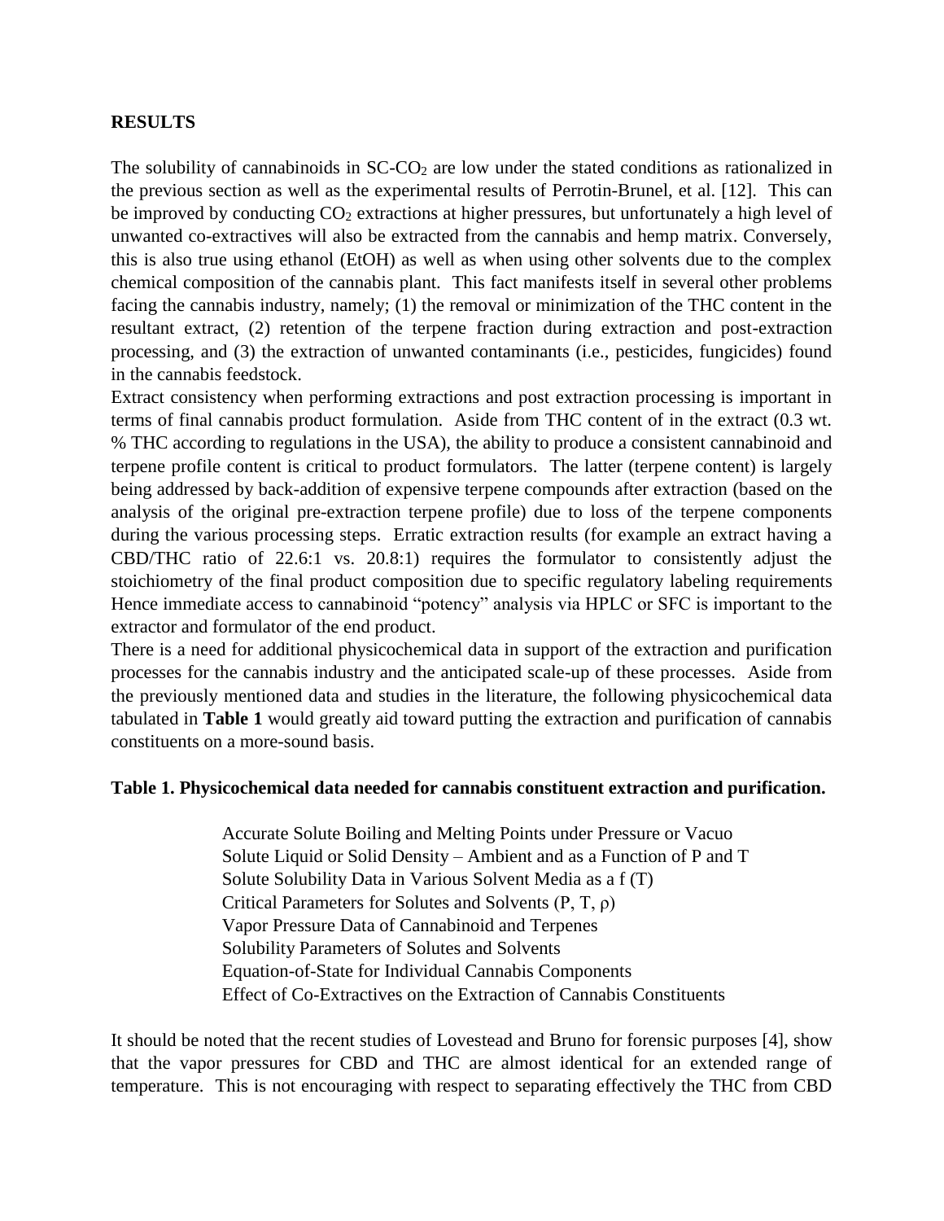**RESULTS**

The solubility of cannabinoids in SC-$CO_2$ are low under the stated conditions as rationalized in the previous section as well as the experimental results of Perrotin-Brunel, et al. [12]. This can be improved by conducting $CO_2$ extractions at higher pressures, but unfortunately a high level of unwanted co-extractives will also be extracted from the cannabis and hemp matrix. Conversely, this is also true using ethanol (EtOH) as well as when using other solvents due to the complex chemical composition of the cannabis plant. This fact manifests itself in several other problems facing the cannabis industry, namely; (1) the removal or minimization of the THC content in the resultant extract, (2) retention of the terpene fraction during extraction and post-extraction processing, and (3) the extraction of unwanted contaminants (i.e., pesticides, fungicides) found in the cannabis feedstock.

Extract consistency when performing extractions and post extraction processing is important in terms of final cannabis product formulation. Aside from THC content of in the extract (0.3 wt. % THC according to regulations in the USA), the ability to produce a consistent cannabinoid and terpene profile content is critical to product formulators. The latter (terpene content) is largely being addressed by back-addition of expensive terpene compounds after extraction (based on the analysis of the original pre-extraction terpene profile) due to loss of the terpene components during the various processing steps. Erratic extraction results (for example an extract having a CBD/THC ratio of 22.6:1 vs. 20.8:1) requires the formulator to consistently adjust the stoichiometry of the final product composition due to specific regulatory labeling requirements Hence immediate access to cannabinoid "potency" analysis via HPLC or SFC is important to the extractor and formulator of the end product.

There is a need for additional physicochemical data in support of the extraction and purification processes for the cannabis industry and the anticipated scale-up of these processes. Aside from the previously mentioned data and studies in the literature, the following physicochemical data tabulated in **Table 1** would greatly aid toward putting the extraction and purification of cannabis constituents on a more-sound basis.

**Table 1. Physicochemical data needed for cannabis constituent extraction and purification.**

- Accurate Solute Boiling and Melting Points under Pressure or Vacuo
- Solute Liquid or Solid Density – Ambient and as a Function of P and T
- Solute Solubility Data in Various Solvent Media as a f (T)
- Critical Parameters for Solutes and Solvents (P, T, $\rho$)
- Vapor Pressure Data of Cannabinoid and Terpenes
- Solubility Parameters of Solutes and Solvents
- Equation-of-State for Individual Cannabis Components
- Effect of Co-Extractives on the Extraction of Cannabis Constituents

It should be noted that the recent studies of Lovestead and Bruno for forensic purposes [4], show that the vapor pressures for CBD and THC are almost identical for an extended range of temperature. This is not encouraging with respect to separating effectively the THC from CBD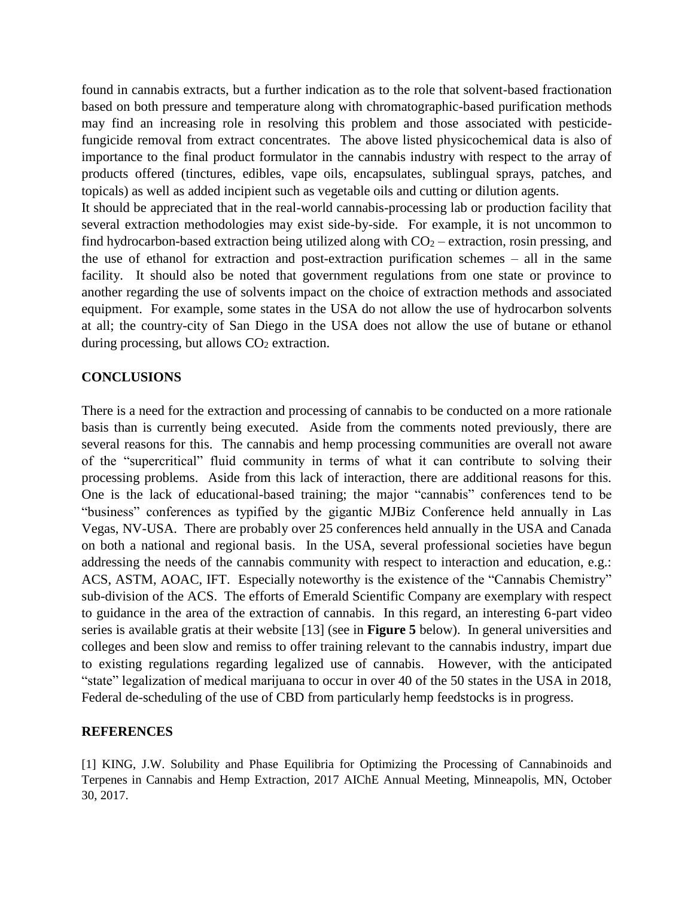found in cannabis extracts, but a further indication as to the role that solvent-based fractionation based on both pressure and temperature along with chromatographic-based purification methods may find an increasing role in resolving this problem and those associated with pesticide-fungicide removal from extract concentrates. The above listed physicochemical data is also of importance to the final product formulator in the cannabis industry with respect to the array of products offered (tinctures, edibles, vape oils, encapsulates, sublingual sprays, patches, and topicals) as well as added incipient such as vegetable oils and cutting or dilution agents.

It should be appreciated that in the real-world cannabis-processing lab or production facility that several extraction methodologies may exist side-by-side. For example, it is not uncommon to find hydrocarbon-based extraction being utilized along with $CO_2$ – extraction, rosin pressing, and the use of ethanol for extraction and post-extraction purification schemes – all in the same facility. It should also be noted that government regulations from one state or province to another regarding the use of solvents impact on the choice of extraction methods and associated equipment. For example, some states in the USA do not allow the use of hydrocarbon solvents at all; the country-city of San Diego in the USA does not allow the use of butane or ethanol during processing, but allows $CO_2$ extraction.

## CONCLUSIONS

There is a need for the extraction and processing of cannabis to be conducted on a more rationale basis than is currently being executed. Aside from the comments noted previously, there are several reasons for this. The cannabis and hemp processing communities are overall not aware of the "supercritical" fluid community in terms of what it can contribute to solving their processing problems. Aside from this lack of interaction, there are additional reasons for this. One is the lack of educational-based training; the major "cannabis" conferences tend to be "business" conferences as typified by the gigantic MJBiz Conference held annually in Las Vegas, NV-USA. There are probably over 25 conferences held annually in the USA and Canada on both a national and regional basis. In the USA, several professional societies have begun addressing the needs of the cannabis community with respect to interaction and education, e.g.: ACS, ASTM, AOAC, IFT. Especially noteworthy is the existence of the "Cannabis Chemistry" sub-division of the ACS. The efforts of Emerald Scientific Company are exemplary with respect to guidance in the area of the extraction of cannabis. In this regard, an interesting 6-part video series is available gratis at their website [13] (see in **Figure 5** below). In general universities and colleges and been slow and remiss to offer training relevant to the cannabis industry, impart due to existing regulations regarding legalized use of cannabis. However, with the anticipated "state" legalization of medical marijuana to occur in over 40 of the 50 states in the USA in 2018, Federal de-scheduling of the use of CBD from particularly hemp feedstocks is in progress.

## REFERENCES

[1] KING, J.W. Solubility and Phase Equilibria for Optimizing the Processing of Cannabinoids and Terpenes in Cannabis and Hemp Extraction, 2017 AIChE Annual Meeting, Minneapolis, MN, October 30, 2017.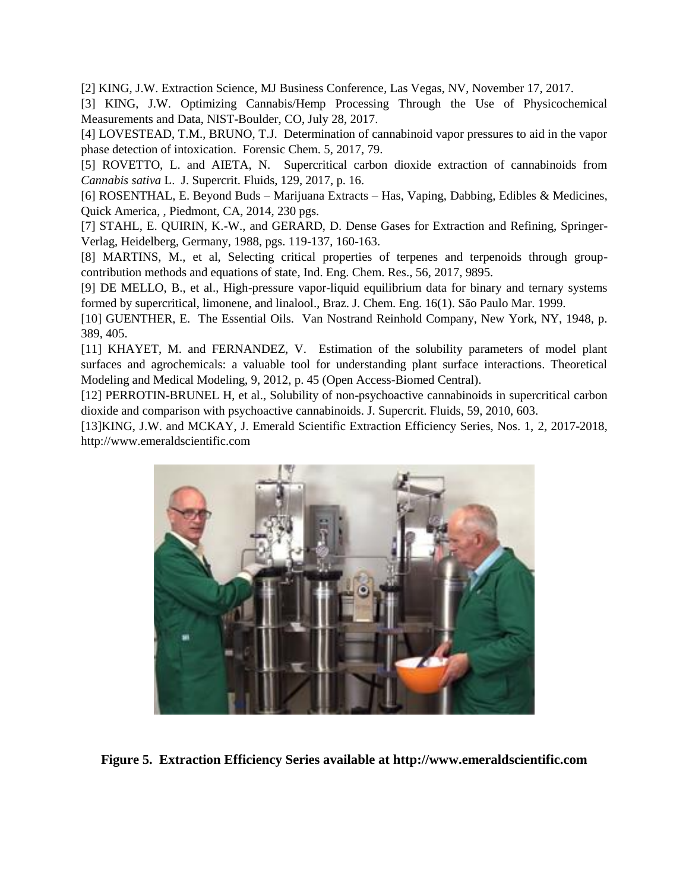[2] KING, J.W. Extraction Science, MJ Business Conference, Las Vegas, NV, November 17, 2017.

[3] KING, J.W. Optimizing Cannabis/Hemp Processing Through the Use of Physicochemical Measurements and Data, NIST-Boulder, CO, July 28, 2017.

[4] LOVESTEAD, T.M., BRUNO, T.J. Determination of cannabinoid vapor pressures to aid in the vapor phase detection of intoxication. Forensic Chem. 5, 2017, 79.

[5] ROVETTO, L. and AIETA, N. Supercritical carbon dioxide extraction of cannabinoids from *Cannabis sativa* L. J. Supercrit. Fluids, 129, 2017, p. 16.

[6] ROSENTHAL, E. Beyond Buds – Marijuana Extracts – Has, Vaping, Dabbing, Edibles & Medicines, Quick America, , Piedmont, CA, 2014, 230 pgs.

[7] STAHL, E. QUIRIN, K.-W., and GERARD, D. Dense Gases for Extraction and Refining, Springer-Verlag, Heidelberg, Germany, 1988, pgs. 119-137, 160-163.

[8] MARTINS, M., et al, Selecting critical properties of terpenes and terpenoids through group-contribution methods and equations of state, Ind. Eng. Chem. Res., 56, 2017, 9895.

[9] DE MELLO, B., et al., High-pressure vapor-liquid equilibrium data for binary and ternary systems formed by supercritical, limonene, and linalool., Braz. J. Chem. Eng. 16(1). São Paulo Mar. 1999.

[10] GUENTHER, E. The Essential Oils. Van Nostrand Reinhold Company, New York, NY, 1948, p. 389, 405.

[11] KHAYET, M. and FERNANDEZ, V. Estimation of the solubility parameters of model plant surfaces and agrochemicals: a valuable tool for understanding plant surface interactions. Theoretical Modeling and Medical Modeling, 9, 2012, p. 45 (Open Access-Biomed Central).

[12] PERROTIN-BRUNEL H, et al., Solubility of non-psychoactive cannabinoids in supercritical carbon dioxide and comparison with psychoactive cannabinoids. J. Supercrit. Fluids, 59, 2010, 603.

[13]KING, J.W. and MCKAY, J. Emerald Scientific Extraction Efficiency Series, Nos. 1, 2, 2017-2018, http://www.emeraldscientific.com

**Figure 5. Extraction Efficiency Series available at http://www.emeraldscientific.com**